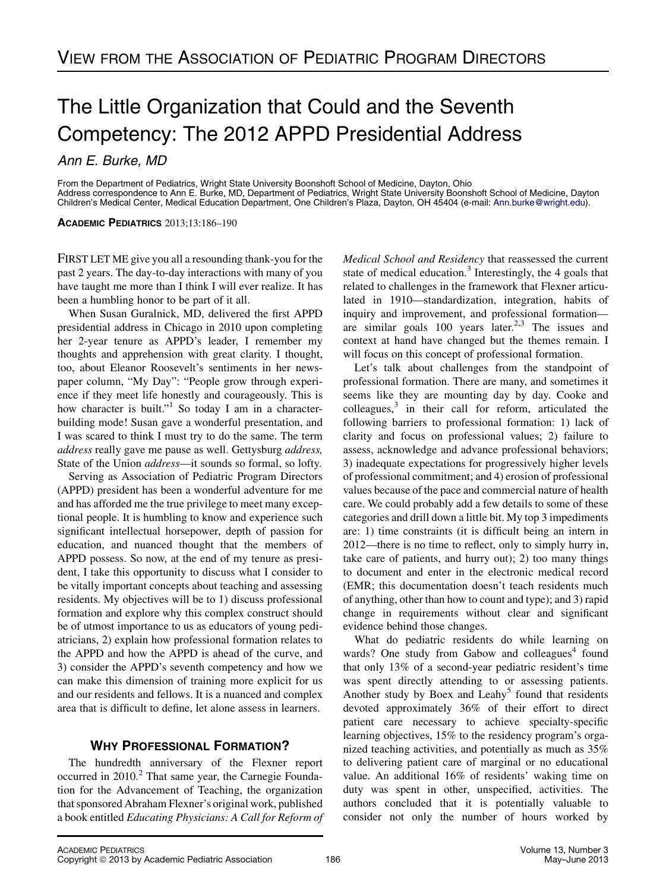# View from the Association of Pediatric Program Directors

# The Little Organization that Could and the Seventh Competency: The 2012 APPD Presidential Address

*Ann E. Burke, MD*

From the Department of Pediatrics, Wright State University Boonshoft School of Medicine, Dayton, Ohio
Address correspondence to Ann E. Burke, MD, Department of Pediatrics, Wright State University Boonshoft School of Medicine, Dayton Children's Medical Center, Medical Education Department, One Children's Plaza, Dayton, OH 45404 (e-mail: Ann.burke@wright.edu).

**Academic Pediatrics** 2013;13:186–190

FIRST LET ME give you all a resounding thank-you for the past 2 years. The day-to-day interactions with many of you have taught me more than I think I will ever realize. It has been a humbling honor to be part of it all.

When Susan Guralnick, MD, delivered the first APPD presidential address in Chicago in 2010 upon completing her 2-year tenure as APPD's leader, I remember my thoughts and apprehension with great clarity. I thought, too, about Eleanor Roosevelt's sentiments in her newspaper column, "My Day": "People grow through experience if they meet life honestly and courageously. This is how character is built."[1] So today I am in a character-building mode! Susan gave a wonderful presentation, and I was scared to think I must try to do the same. The term *address* really gave me pause as well. Gettysburg *address,* State of the Union *address*—it sounds so formal, so lofty.

Serving as Association of Pediatric Program Directors (APPD) president has been a wonderful adventure for me and has afforded me the true privilege to meet many exceptional people. It is humbling to know and experience such significant intellectual horsepower, depth of passion for education, and nuanced thought that the members of APPD possess. So now, at the end of my tenure as president, I take this opportunity to discuss what I consider to be vitally important concepts about teaching and assessing residents. My objectives will be to 1) discuss professional formation and explore why this complex construct should be of utmost importance to us as educators of young pediatricians, 2) explain how professional formation relates to the APPD and how the APPD is ahead of the curve, and 3) consider the APPD's seventh competency and how we can make this dimension of training more explicit for us and our residents and fellows. It is a nuanced and complex area that is difficult to define, let alone assess in learners.

## Why Professional Formation?

The hundredth anniversary of the Flexner report occurred in 2010.[2] That same year, the Carnegie Foundation for the Advancement of Teaching, the organization that sponsored Abraham Flexner's original work, published a book entitled *Educating Physicians: A Call for Reform of Medical School and Residency* that reassessed the current state of medical education.[3] Interestingly, the 4 goals that related to challenges in the framework that Flexner articulated in 1910—standardization, integration, habits of inquiry and improvement, and professional formation—are similar goals 100 years later.[2,3] The issues and context at hand have changed but the themes remain. I will focus on this concept of professional formation.

Let's talk about challenges from the standpoint of professional formation. There are many, and sometimes it seems like they are mounting day by day. Cooke and colleagues,[3] in their call for reform, articulated the following barriers to professional formation: 1) lack of clarity and focus on professional values; 2) failure to assess, acknowledge and advance professional behaviors; 3) inadequate expectations for progressively higher levels of professional commitment; and 4) erosion of professional values because of the pace and commercial nature of health care. We could probably add a few details to some of these categories and drill down a little bit. My top 3 impediments are: 1) time constraints (it is difficult being an intern in 2012—there is no time to reflect, only to simply hurry in, take care of patients, and hurry out); 2) too many things to document and enter in the electronic medical record (EMR; this documentation doesn't teach residents much of anything, other than how to count and type); and 3) rapid change in requirements without clear and significant evidence behind those changes.

What do pediatric residents do while learning on wards? One study from Gabow and colleagues[4] found that only 13% of a second-year pediatric resident's time was spent directly attending to or assessing patients. Another study by Boex and Leahy[5] found that residents devoted approximately 36% of their effort to direct patient care necessary to achieve specialty-specific learning objectives, 15% to the residency program's organized teaching activities, and potentially as much as 35% to delivering patient care of marginal or no educational value. An additional 16% of residents' waking time on duty was spent in other, unspecified, activities. The authors concluded that it is potentially valuable to consider not only the number of hours worked by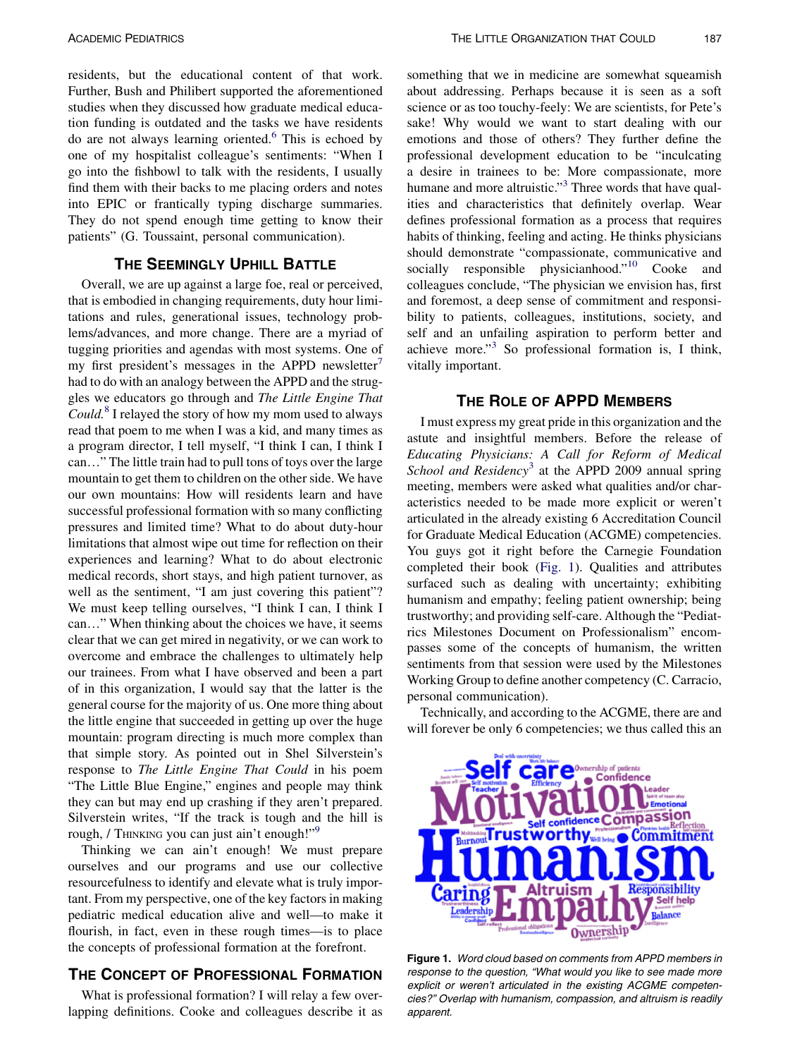residents, but the educational content of that work. Further, Bush and Philibert supported the aforementioned studies when they discussed how graduate medical education funding is outdated and the tasks we have residents do are not always learning oriented.[6] This is echoed by one of my hospitalist colleague's sentiments: "When I go into the fishbowl to talk with the residents, I usually find them with their backs to me placing orders and notes into EPIC or frantically typing discharge summaries. They do not spend enough time getting to know their patients" (G. Toussaint, personal communication).

## The Seemingly Uphill Battle

Overall, we are up against a large foe, real or perceived, that is embodied in changing requirements, duty hour limitations and rules, generational issues, technology problems/advances, and more change. There are a myriad of tugging priorities and agendas with most systems. One of my first president's messages in the APPD newsletter[7] had to do with an analogy between the APPD and the struggles we educators go through and *The Little Engine That Could*.[8] I relayed the story of how my mom used to always read that poem to me when I was a kid, and many times as a program director, I tell myself, "I think I can, I think I can…" The little train had to pull tons of toys over the large mountain to get them to children on the other side. We have our own mountains: How will residents learn and have successful professional formation with so many conflicting pressures and limited time? What to do about duty-hour limitations that almost wipe out time for reflection on their experiences and learning? What to do about electronic medical records, short stays, and high patient turnover, as well as the sentiment, "I am just covering this patient"? We must keep telling ourselves, "I think I can, I think I can…" When thinking about the choices we have, it seems clear that we can get mired in negativity, or we can work to overcome and embrace the challenges to ultimately help our trainees. From what I have observed and been a part of in this organization, I would say that the latter is the general course for the majority of us. One more thing about the little engine that succeeded in getting up over the huge mountain: program directing is much more complex than that simple story. As pointed out in Shel Silverstein's response to *The Little Engine That Could* in his poem "The Little Blue Engine," engines and people may think they can but may end up crashing if they aren't prepared. Silverstein writes, "If the track is tough and the hill is rough, / THINKING you can just ain't enough!"[9]

Thinking we can ain't enough! We must prepare ourselves and our programs and use our collective resourcefulness to identify and elevate what is truly important. From my perspective, one of the key factors in making pediatric medical education alive and well—to make it flourish, in fact, even in these rough times—is to place the concepts of professional formation at the forefront.

## The Concept of Professional Formation

What is professional formation? I will relay a few overlapping definitions. Cooke and colleagues describe it as something that we in medicine are somewhat squeamish about addressing. Perhaps because it is seen as a soft science or as too touchy-feely: We are scientists, for Pete's sake! Why would we want to start dealing with our emotions and those of others? They further define the professional development education to be "inculcating a desire in trainees to be: More compassionate, more humane and more altruistic."[3] Three words that have qualities and characteristics that definitely overlap. Wear defines professional formation as a process that requires habits of thinking, feeling and acting. He thinks physicians should demonstrate "compassionate, communicative and socially responsible physicianhood."[10] Cooke and colleagues conclude, "The physician we envision has, first and foremost, a deep sense of commitment and responsibility to patients, colleagues, institutions, society, and self and an unfailing aspiration to perform better and achieve more."[3] So professional formation is, I think, vitally important.

## The Role of APPD Members

I must express my great pride in this organization and the astute and insightful members. Before the release of *Educating Physicians: A Call for Reform of Medical School and Residency*[3] at the APPD 2009 annual spring meeting, members were asked what qualities and/or characteristics needed to be made more explicit or weren't articulated in the already existing 6 Accreditation Council for Graduate Medical Education (ACGME) competencies. You guys got it right before the Carnegie Foundation completed their book (Fig. 1). Qualities and attributes surfaced such as dealing with uncertainty; exhibiting humanism and empathy; feeling patient ownership; being trustworthy; and providing self-care. Although the "Pediatrics Milestones Document on Professionalism" encompasses some of the concepts of humanism, the written sentiments from that session were used by the Milestones Working Group to define another competency (C. Carracio, personal communication).

Technically, and according to the ACGME, there are and will forever be only 6 competencies; we thus called this an

**Figure 1.** *Word cloud based on comments from APPD members in response to the question, "What would you like to see made more explicit or weren't articulated in the existing ACGME competencies?" Overlap with humanism, compassion, and altruism is readily apparent.*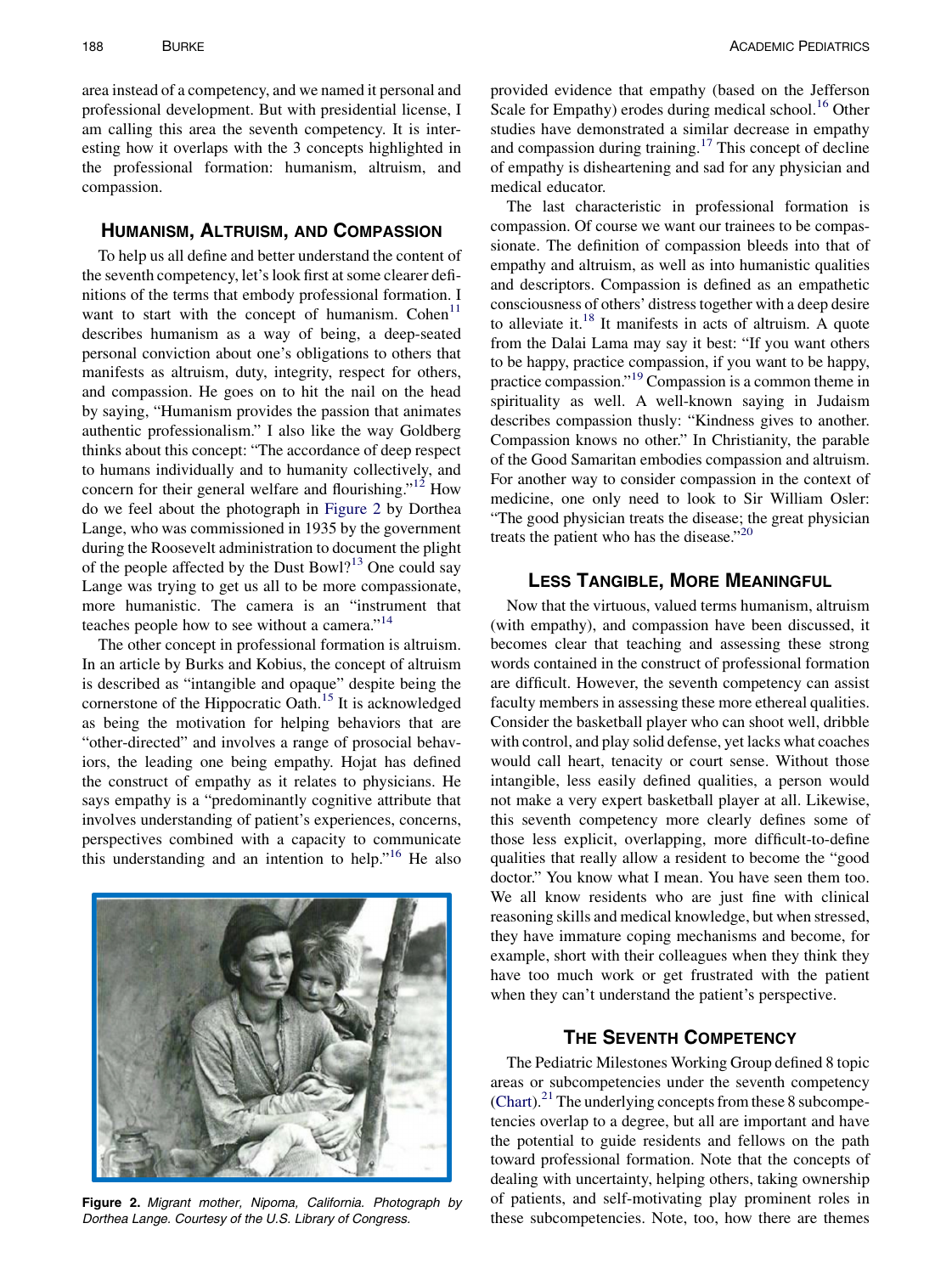area instead of a competency, and we named it personal and professional development. But with presidential license, I am calling this area the seventh competency. It is interesting how it overlaps with the 3 concepts highlighted in the professional formation: humanism, altruism, and compassion.

## Humanism, Altruism, and Compassion

To help us all define and better understand the content of the seventh competency, let's look first at some clearer definitions of the terms that embody professional formation. I want to start with the concept of humanism. Cohen[11] describes humanism as a way of being, a deep-seated personal conviction about one's obligations to others that manifests as altruism, duty, integrity, respect for others, and compassion. He goes on to hit the nail on the head by saying, "Humanism provides the passion that animates authentic professionalism." I also like the way Goldberg thinks about this concept: "The accordance of deep respect to humans individually and to humanity collectively, and concern for their general welfare and flourishing."[12] How do we feel about the photograph in Figure 2 by Dorthea Lange, who was commissioned in 1935 by the government during the Roosevelt administration to document the plight of the people affected by the Dust Bowl?[13] One could say Lange was trying to get us all to be more compassionate, more humanistic. The camera is an "instrument that teaches people how to see without a camera."[14]

The other concept in professional formation is altruism. In an article by Burks and Kobius, the concept of altruism is described as "intangible and opaque" despite being the cornerstone of the Hippocratic Oath.[15] It is acknowledged as being the motivation for helping behaviors that are "other-directed" and involves a range of prosocial behaviors, the leading one being empathy. Hojat has defined the construct of empathy as it relates to physicians. He says empathy is a "predominantly cognitive attribute that involves understanding of patient's experiences, concerns, perspectives combined with a capacity to communicate this understanding and an intention to help."[16] He also provided evidence that empathy (based on the Jefferson Scale for Empathy) erodes during medical school.[16] Other studies have demonstrated a similar decrease in empathy and compassion during training.[17] This concept of decline of empathy is disheartening and sad for any physician and medical educator.

**Figure 2.** *Migrant mother, Nipoma, California. Photograph by Dorthea Lange. Courtesy of the U.S. Library of Congress.*

The last characteristic in professional formation is compassion. Of course we want our trainees to be compassionate. The definition of compassion bleeds into that of empathy and altruism, as well as into humanistic qualities and descriptors. Compassion is defined as an empathetic consciousness of others' distress together with a deep desire to alleviate it.[18] It manifests in acts of altruism. A quote from the Dalai Lama may say it best: "If you want others to be happy, practice compassion, if you want to be happy, practice compassion."[19] Compassion is a common theme in spirituality as well. A well-known saying in Judaism describes compassion thusly: "Kindness gives to another. Compassion knows no other." In Christianity, the parable of the Good Samaritan embodies compassion and altruism. For another way to consider compassion in the context of medicine, one only need to look to Sir William Osler: "The good physician treats the disease; the great physician treats the patient who has the disease."[20]

## Less Tangible, More Meaningful

Now that the virtuous, valued terms humanism, altruism (with empathy), and compassion have been discussed, it becomes clear that teaching and assessing these strong words contained in the construct of professional formation are difficult. However, the seventh competency can assist faculty members in assessing these more ethereal qualities. Consider the basketball player who can shoot well, dribble with control, and play solid defense, yet lacks what coaches would call heart, tenacity or court sense. Without those intangible, less easily defined qualities, a person would not make a very expert basketball player at all. Likewise, this seventh competency more clearly defines some of those less explicit, overlapping, more difficult-to-define qualities that really allow a resident to become the "good doctor." You know what I mean. You have seen them too. We all know residents who are just fine with clinical reasoning skills and medical knowledge, but when stressed, they have immature coping mechanisms and become, for example, short with their colleagues when they think they have too much work or get frustrated with the patient when they can't understand the patient's perspective.

## The Seventh Competency

The Pediatric Milestones Working Group defined 8 topic areas or subcompetencies under the seventh competency (Chart).[21] The underlying concepts from these 8 subcompetencies overlap to a degree, but all are important and have the potential to guide residents and fellows on the path toward professional formation. Note that the concepts of dealing with uncertainty, helping others, taking ownership of patients, and self-motivating play prominent roles in these subcompetencies. Note, too, how there are themes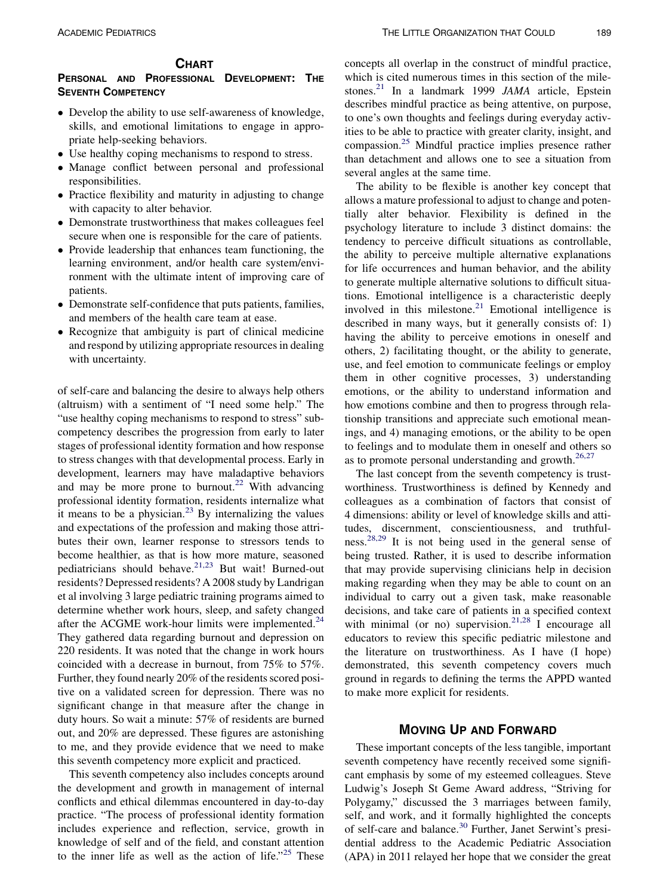## Chart

### Personal and Professional Development: The Seventh Competency

- Develop the ability to use self-awareness of knowledge, skills, and emotional limitations to engage in appropriate help-seeking behaviors.
- Use healthy coping mechanisms to respond to stress.
- Manage conflict between personal and professional responsibilities.
- Practice flexibility and maturity in adjusting to change with capacity to alter behavior.
- Demonstrate trustworthiness that makes colleagues feel secure when one is responsible for the care of patients.
- Provide leadership that enhances team functioning, the learning environment, and/or health care system/environment with the ultimate intent of improving care of patients.
- Demonstrate self-confidence that puts patients, families, and members of the health care team at ease.
- Recognize that ambiguity is part of clinical medicine and respond by utilizing appropriate resources in dealing with uncertainty.

of self-care and balancing the desire to always help others (altruism) with a sentiment of "I need some help." The "use healthy coping mechanisms to respond to stress" subcompetency describes the progression from early to later stages of professional identity formation and how response to stress changes with that developmental process. Early in development, learners may have maladaptive behaviors and may be more prone to burnout.[22] With advancing professional identity formation, residents internalize what it means to be a physician.[23] By internalizing the values and expectations of the profession and making those attributes their own, learner response to stressors tends to become healthier, as that is how more mature, seasoned pediatricians should behave.[21,23] But wait! Burned-out residents? Depressed residents? A 2008 study by Landrigan et al involving 3 large pediatric training programs aimed to determine whether work hours, sleep, and safety changed after the ACGME work-hour limits were implemented.[24] They gathered data regarding burnout and depression on 220 residents. It was noted that the change in work hours coincided with a decrease in burnout, from 75% to 57%. Further, they found nearly 20% of the residents scored positive on a validated screen for depression. There was no significant change in that measure after the change in duty hours. So wait a minute: 57% of residents are burned out, and 20% are depressed. These figures are astonishing to me, and they provide evidence that we need to make this seventh competency more explicit and practiced.

This seventh competency also includes concepts around the development and growth in management of internal conflicts and ethical dilemmas encountered in day-to-day practice. "The process of professional identity formation includes experience and reflection, service, growth in knowledge of self and of the field, and constant attention to the inner life as well as the action of life."[25] These concepts all overlap in the construct of mindful practice, which is cited numerous times in this section of the milestones.[21] In a landmark 1999 *JAMA* article, Epstein describes mindful practice as being attentive, on purpose, to one's own thoughts and feelings during everyday activities to be able to practice with greater clarity, insight, and compassion.[25] Mindful practice implies presence rather than detachment and allows one to see a situation from several angles at the same time.

The ability to be flexible is another key concept that allows a mature professional to adjust to change and potentially alter behavior. Flexibility is defined in the psychology literature to include 3 distinct domains: the tendency to perceive difficult situations as controllable, the ability to perceive multiple alternative explanations for life occurrences and human behavior, and the ability to generate multiple alternative solutions to difficult situations. Emotional intelligence is a characteristic deeply involved in this milestone.[21] Emotional intelligence is described in many ways, but it generally consists of: 1) having the ability to perceive emotions in oneself and others, 2) facilitating thought, or the ability to generate, use, and feel emotion to communicate feelings or employ them in other cognitive processes, 3) understanding emotions, or the ability to understand information and how emotions combine and then to progress through relationship transitions and appreciate such emotional meanings, and 4) managing emotions, or the ability to be open to feelings and to modulate them in oneself and others so as to promote personal understanding and growth.[26,27]

The last concept from the seventh competency is trustworthiness. Trustworthiness is defined by Kennedy and colleagues as a combination of factors that consist of 4 dimensions: ability or level of knowledge skills and attitudes, discernment, conscientiousness, and truthfulness.[28,29] It is not being used in the general sense of being trusted. Rather, it is used to describe information that may provide supervising clinicians help in decision making regarding when they may be able to count on an individual to carry out a given task, make reasonable decisions, and take care of patients in a specified context with minimal (or no) supervision.[21,28] I encourage all educators to review this specific pediatric milestone and the literature on trustworthiness. As I have (I hope) demonstrated, this seventh competency covers much ground in regards to defining the terms the APPD wanted to make more explicit for residents.

## Moving Up and Forward

These important concepts of the less tangible, important seventh competency have recently received some significant emphasis by some of my esteemed colleagues. Steve Ludwig's Joseph St Geme Award address, "Striving for Polygamy," discussed the 3 marriages between family, self, and work, and it formally highlighted the concepts of self-care and balance.[30] Further, Janet Serwint's presidential address to the Academic Pediatric Association (APA) in 2011 relayed her hope that we consider the great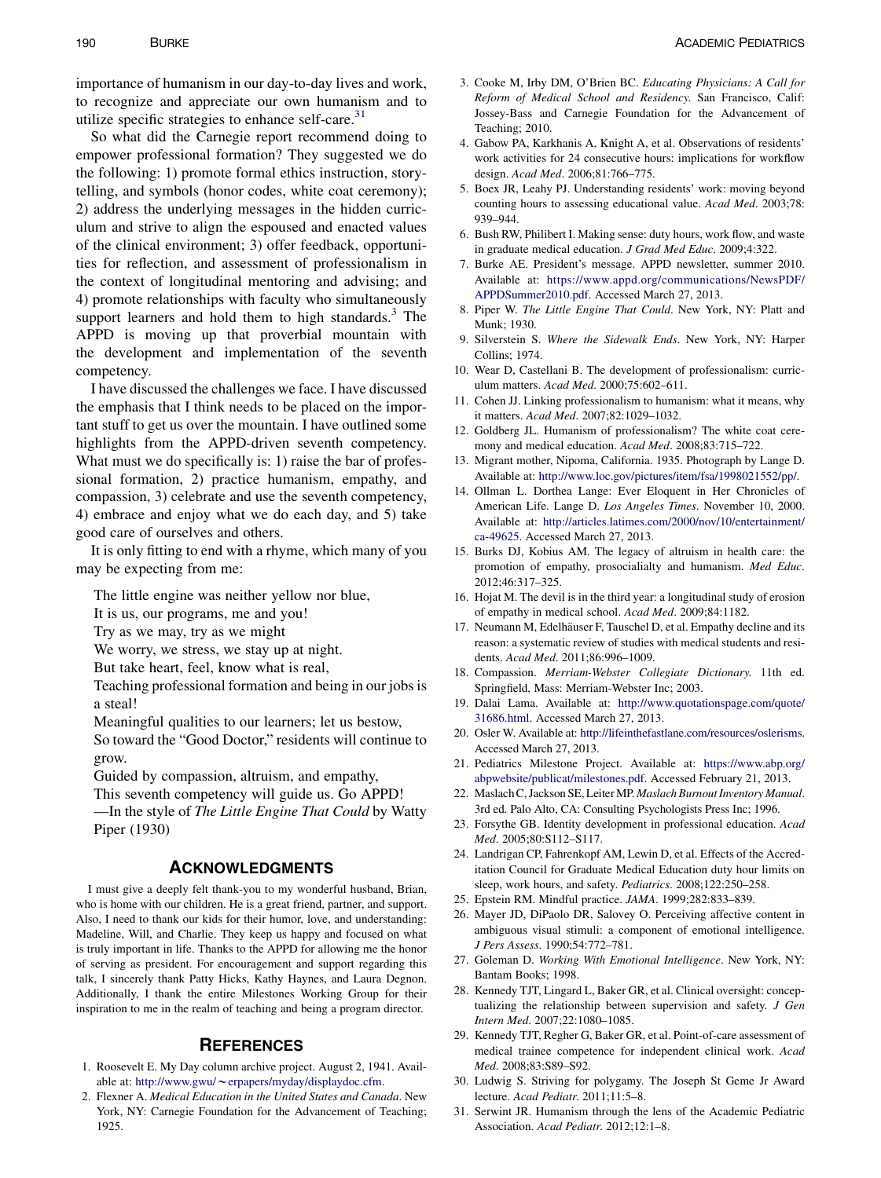importance of humanism in our day-to-day lives and work, to recognize and appreciate our own humanism and to utilize specific strategies to enhance self-care.[31]

So what did the Carnegie report recommend doing to empower professional formation? They suggested we do the following: 1) promote formal ethics instruction, storytelling, and symbols (honor codes, white coat ceremony); 2) address the underlying messages in the hidden curriculum and strive to align the espoused and enacted values of the clinical environment; 3) offer feedback, opportunities for reflection, and assessment of professionalism in the context of longitudinal mentoring and advising; and 4) promote relationships with faculty who simultaneously support learners and hold them to high standards.[3] The APPD is moving up that proverbial mountain with the development and implementation of the seventh competency.

I have discussed the challenges we face. I have discussed the emphasis that I think needs to be placed on the important stuff to get us over the mountain. I have outlined some highlights from the APPD-driven seventh competency. What must we do specifically is: 1) raise the bar of professional formation, 2) practice humanism, empathy, and compassion, 3) celebrate and use the seventh competency, 4) embrace and enjoy what we do each day, and 5) take good care of ourselves and others.

It is only fitting to end with a rhyme, which many of you may be expecting from me:

The little engine was neither yellow nor blue,
It is us, our programs, me and you!
Try as we may, try as we might
We worry, we stress, we stay up at night.
But take heart, feel, know what is real,
Teaching professional formation and being in our jobs is a steal!
Meaningful qualities to our learners; let us bestow,
So toward the "Good Doctor," residents will continue to grow.
Guided by compassion, altruism, and empathy,
This seventh competency will guide us. Go APPD!
—In the style of *The Little Engine That Could* by Watty Piper (1930)

## Acknowledgments

I must give a deeply felt thank-you to my wonderful husband, Brian, who is home with our children. He is a great friend, partner, and support. Also, I need to thank our kids for their humor, love, and understanding: Madeline, Will, and Charlie. They keep us happy and focused on what is truly important in life. Thanks to the APPD for allowing me the honor of serving as president. For encouragement and support regarding this talk, I sincerely thank Patty Hicks, Kathy Haynes, and Laura Degnon. Additionally, I thank the entire Milestones Working Group for their inspiration to me in the realm of teaching and being a program director.

## References

1. Roosevelt E. My Day column archive project. August 2, 1941. Available at: http://www.gwu/~erpapers/myday/displaydoc.cfm.
2. Flexner A. *Medical Education in the United States and Canada*. New York, NY: Carnegie Foundation for the Advancement of Teaching; 1925.
3. Cooke M, Irby DM, O'Brien BC. *Educating Physicians: A Call for Reform of Medical School and Residency*. San Francisco, Calif: Jossey-Bass and Carnegie Foundation for the Advancement of Teaching; 2010.
4. Gabow PA, Karkhanis A, Knight A, et al. Observations of residents' work activities for 24 consecutive hours: implications for workflow design. *Acad Med*. 2006;81:766–775.
5. Boex JR, Leahy PJ. Understanding residents' work: moving beyond counting hours to assessing educational value. *Acad Med*. 2003;78:939–944.
6. Bush RW, Philibert I. Making sense: duty hours, work flow, and waste in graduate medical education. *J Grad Med Educ*. 2009;4:322.
7. Burke AE. President's message. APPD newsletter, summer 2010. Available at: https://www.appd.org/communications/NewsPDF/APPDSummer2010.pdf. Accessed March 27, 2013.
8. Piper W. *The Little Engine That Could*. New York, NY: Platt and Munk; 1930.
9. Silverstein S. *Where the Sidewalk Ends*. New York, NY: Harper Collins; 1974.
10. Wear D, Castellani B. The development of professionalism: curriculum matters. *Acad Med*. 2000;75:602–611.
11. Cohen JJ. Linking professionalism to humanism: what it means, why it matters. *Acad Med*. 2007;82:1029–1032.
12. Goldberg JL. Humanism of professionalism? The white coat ceremony and medical education. *Acad Med*. 2008;83:715–722.
13. Migrant mother, Nipoma, California. 1935. Photograph by Lange D. Available at: http://www.loc.gov/pictures/item/fsa/1998021552/pp/.
14. Ollman L. Dorthea Lange: Ever Eloquent in Her Chronicles of American Life. Lange D. *Los Angeles Times*. November 10, 2000. Available at: http://articles.latimes.com/2000/nov/10/entertainment/ca-49625. Accessed March 27, 2013.
15. Burks DJ, Kobius AM. The legacy of altruism in health care: the promotion of empathy, prosocialialty and humanism. *Med Educ*. 2012;46:317–325.
16. Hojat M. The devil is in the third year: a longitudinal study of erosion of empathy in medical school. *Acad Med*. 2009;84:1182.
17. Neumann M, Edelhäuser F, Tauschel D, et al. Empathy decline and its reason: a systematic review of studies with medical students and residents. *Acad Med*. 2011;86:996–1009.
18. Compassion. *Merriam-Webster Collegiate Dictionary*. 11th ed. Springfield, Mass: Merriam-Webster Inc; 2003.
19. Dalai Lama. Available at: http://www.quotationspage.com/quote/31686.html. Accessed March 27, 2013.
20. Osler W. Available at: http://lifeinthefastlane.com/resources/oslerisms. Accessed March 27, 2013.
21. Pediatrics Milestone Project. Available at: https://www.abp.org/abpwebsite/publicat/milestones.pdf. Accessed February 21, 2013.
22. Maslach C, Jackson SE, Leiter MP. *Maslach Burnout Inventory Manual*. 3rd ed. Palo Alto, CA: Consulting Psychologists Press Inc; 1996.
23. Forsythe GB. Identity development in professional education. *Acad Med*. 2005;80:S112–S117.
24. Landrigan CP, Fahrenkopf AM, Lewin D, et al. Effects of the Accreditation Council for Graduate Medical Education duty hour limits on sleep, work hours, and safety. *Pediatrics*. 2008;122:250–258.
25. Epstein RM. Mindful practice. *JAMA*. 1999;282:833–839.
26. Mayer JD, DiPaolo DR, Salovey O. Perceiving affective content in ambiguous visual stimuli: a component of emotional intelligence. *J Pers Assess*. 1990;54:772–781.
27. Goleman D. *Working With Emotional Intelligence*. New York, NY: Bantam Books; 1998.
28. Kennedy TJT, Lingard L, Baker GR, et al. Clinical oversight: conceptualizing the relationship between supervision and safety. *J Gen Intern Med*. 2007;22:1080–1085.
29. Kennedy TJT, Regher G, Baker GR, et al. Point-of-care assessment of medical trainee competence for independent clinical work. *Acad Med*. 2008;83:S89–S92.
30. Ludwig S. Striving for polygamy. The Joseph St Geme Jr Award lecture. *Acad Pediatr*. 2011;11:5–8.
31. Serwint JR. Humanism through the lens of the Academic Pediatric Association. *Acad Pediatr*. 2012;12:1–8.